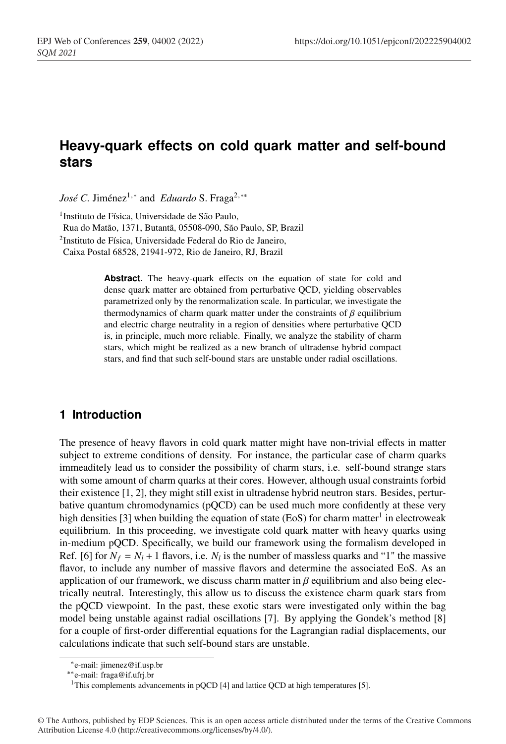# Heavy-quark effects on cold quark matter and self-bound stars

*José C.* Jiménez[1,*] and *Eduardo* S. Fraga[2,**]

[1]Instituto de Física, Universidade de São Paulo, Rua do Matão, 1371, Butantã, 05508-090, São Paulo, SP, Brazil

[2]Instituto de Física, Universidade Federal do Rio de Janeiro, Caixa Postal 68528, 21941-972, Rio de Janeiro, RJ, Brazil

**Abstract.** The heavy-quark effects on the equation of state for cold and dense quark matter are obtained from perturbative QCD, yielding observables parametrized only by the renormalization scale. In particular, we investigate the thermodynamics of charm quark matter under the constraints of $\beta$ equilibrium and electric charge neutrality in a region of densities where perturbative QCD is, in principle, much more reliable. Finally, we analyze the stability of charm stars, which might be realized as a new branch of ultradense hybrid compact stars, and find that such self-bound stars are unstable under radial oscillations.

## 1 Introduction

The presence of heavy flavors in cold quark matter might have non-trivial effects in matter subject to extreme conditions of density. For instance, the particular case of charm quarks immeaditely lead us to consider the possibility of charm stars, i.e. self-bound strange stars with some amount of charm quarks at their cores. However, although usual constraints forbid their existence [1, 2], they might still exist in ultradense hybrid neutron stars. Besides, perturbative quantum chromodynamics (pQCD) can be used much more confidently at these very high densities [3] when building the equation of state (EoS) for charm matter[1] in electroweak equilibrium. In this proceeding, we investigate cold quark matter with heavy quarks using in-medium pQCD. Specifically, we build our framework using the formalism developed in Ref. [6] for $N_f = N_l + 1$ flavors, i.e. $N_l$ is the number of massless quarks and "1" the massive flavor, to include any number of massive flavors and determine the associated EoS. As an application of our framework, we discuss charm matter in $\beta$ equilibrium and also being electrically neutral. Interestingly, this allow us to discuss the existence charm quark stars from the pQCD viewpoint. In the past, these exotic stars were investigated only within the bag model being unstable against radial oscillations [7]. By applying the Gondek's method [8] for a couple of first-order differential equations for the Lagrangian radial displacements, our calculations indicate that such self-bound stars are unstable.

*e-mail: jimenez@if.usp.br

**e-mail: fraga@if.ufrj.br

[1]This complements advancements in pQCD [4] and lattice QCD at high temperatures [5].

© The Authors, published by EDP Sciences. This is an open access article distributed under the terms of the Creative Commons Attribution License 4.0 (http://creativecommons.org/licenses/by/4.0/).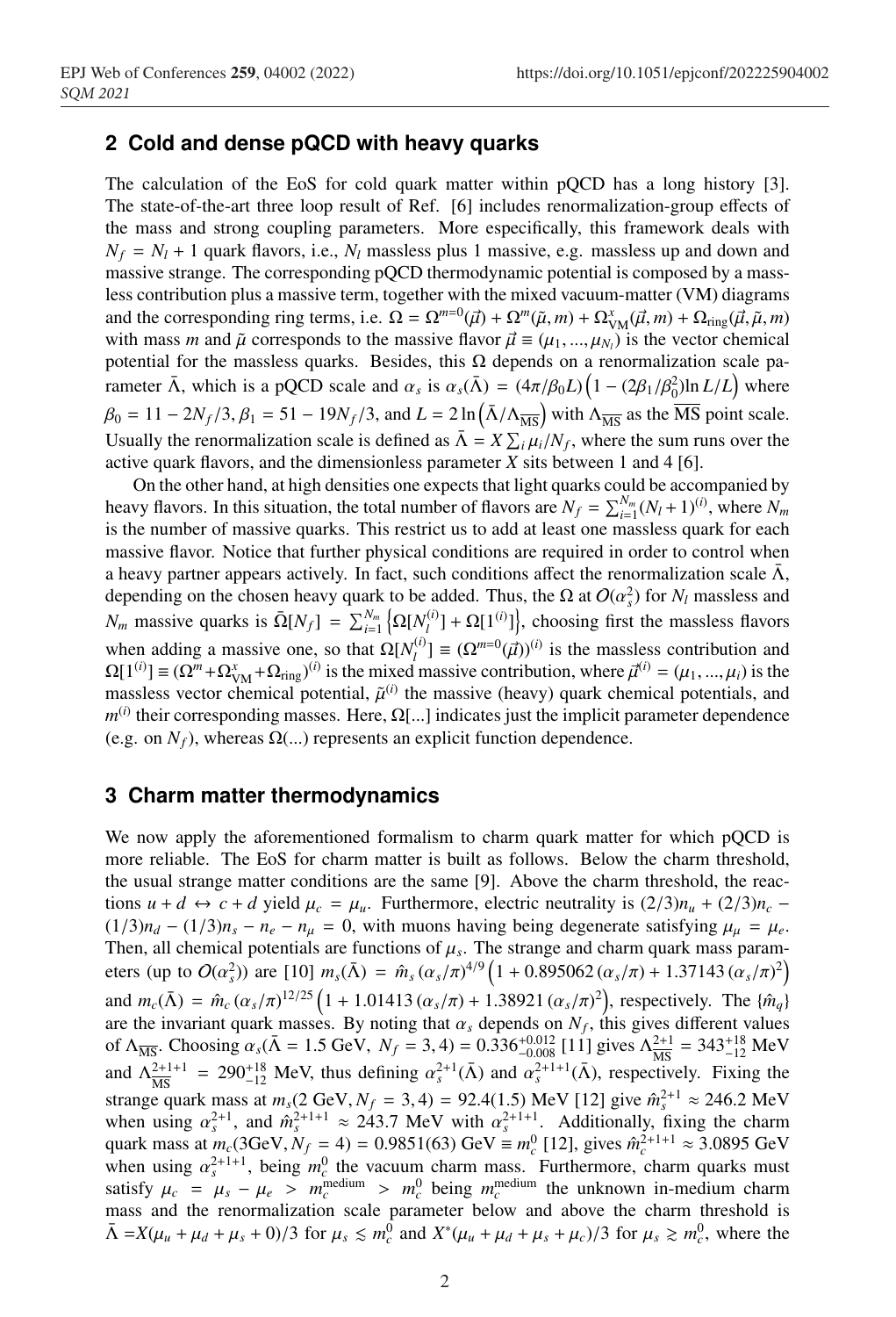## 2 Cold and dense pQCD with heavy quarks

The calculation of the EoS for cold quark matter within pQCD has a long history [3]. The state-of-the-art three loop result of Ref. [6] includes renormalization-group effects of the mass and strong coupling parameters. More especifically, this framework deals with $N_f = N_l + 1$ quark flavors, i.e., $N_l$ massless plus 1 massive, e.g. massless up and down and massive strange. The corresponding pQCD thermodynamic potential is composed by a massless contribution plus a massive term, together with the mixed vacuum-matter (VM) diagrams and the corresponding ring terms, i.e. $\Omega = \Omega^{m=0}(\vec{\mu}) + \Omega^{m}(\tilde{\mu}, m) + \Omega^{x}_{\rm VM}(\vec{\mu}, m) + \Omega_{\rm ring}(\vec{\mu}, \tilde{\mu}, m)$ with mass $m$ and $\tilde{\mu}$ corresponds to the massive flavor $\vec{\mu} \equiv (\mu_1, ..., \mu_{N_l})$ is the vector chemical potential for the massless quarks. Besides, this $\Omega$ depends on a renormalization scale parameter $\bar{\Lambda}$, which is a pQCD scale and $\alpha_s$ is $\alpha_s(\bar{\Lambda}) = (4\pi/\beta_0 L)\left(1 - (2\beta_1/\beta_0^2)\ln L/L\right)$ where $\beta_0 = 11 - 2N_f/3$, $\beta_1 = 51 - 19N_f/3$, and $L = 2\ln\left(\bar{\Lambda}/\Lambda_{\overline{\rm MS}}\right)$ with $\Lambda_{\overline{\rm MS}}$ as the $\overline{\rm MS}$ point scale. Usually the renormalization scale is defined as $\bar{\Lambda} = X\sum_i \mu_i/N_f$, where the sum runs over the active quark flavors, and the dimensionless parameter $X$ sits between 1 and 4 [6].

On the other hand, at high densities one expects that light quarks could be accompanied by heavy flavors. In this situation, the total number of flavors are $N_f = \sum_{i=1}^{N_m}(N_l + 1)^{(i)}$, where $N_m$ is the number of massive quarks. This restrict us to add at least one massless quark for each massive flavor. Notice that further physical conditions are required in order to control when a heavy partner appears actively. In fact, such conditions affect the renormalization scale $\bar{\Lambda}$, depending on the chosen heavy quark to be added. Thus, the $\Omega$ at $O(\alpha_s^2)$ for $N_l$ massless and $N_m$ massive quarks is $\bar{\Omega}[N_f] = \sum_{i=1}^{N_m}\left\{\Omega[N_l^{(i)}] + \Omega[1^{(i)}]\right\}$, choosing first the massless flavors when adding a massive one, so that $\Omega[N_l^{(i)}] \equiv (\Omega^{m=0}(\vec{\mu}))^{(i)}$ is the massless contribution and $\Omega[1^{(i)}] \equiv (\Omega^{m} + \Omega^{x}_{\rm VM} + \Omega_{\rm ring})^{(i)}$ is the mixed massive contribution, where $\vec{\mu}^{(i)} = (\mu_1, ..., \mu_i)$ is the massless vector chemical potential, $\tilde{\mu}^{(i)}$ the massive (heavy) quark chemical potentials, and $m^{(i)}$ their corresponding masses. Here, $\Omega[...]$ indicates just the implicit parameter dependence (e.g. on $N_f$), whereas $\Omega(...)$ represents an explicit function dependence.

## 3 Charm matter thermodynamics

We now apply the aforementioned formalism to charm quark matter for which pQCD is more reliable. The EoS for charm matter is built as follows. Below the charm threshold, the usual strange matter conditions are the same [9]. Above the charm threshold, the reactions $u + d \leftrightarrow c + d$ yield $\mu_c = \mu_u$. Furthermore, electric neutrality is $(2/3)n_u + (2/3)n_c - (1/3)n_d - (1/3)n_s - n_e - n_\mu = 0$, with muons having being degenerate satisfying $\mu_\mu = \mu_e$. Then, all chemical potentials are functions of $\mu_s$. The strange and charm quark mass parameters (up to $O(\alpha_s^2)$) are [10] $m_s(\bar{\Lambda}) = \hat{m}_s\,(\alpha_s/\pi)^{4/9}\left(1 + 0.895062\,(\alpha_s/\pi) + 1.37143\,(\alpha_s/\pi)^2\right)$ and $m_c(\bar{\Lambda}) = \hat{m}_c\,(\alpha_s/\pi)^{12/25}\left(1 + 1.01413\,(\alpha_s/\pi) + 1.38921\,(\alpha_s/\pi)^2\right)$, respectively. The $\{\hat{m}_q\}$ are the invariant quark masses. By noting that $\alpha_s$ depends on $N_f$, this gives different values of $\Lambda_{\overline{\rm MS}}$. Choosing $\alpha_s(\bar{\Lambda} = 1.5~\text{GeV},~N_f = 3, 4) = 0.336^{+0.012}_{-0.008}$ [11] gives $\Lambda^{2+1}_{\overline{\rm MS}} = 343^{+18}_{-12}$ MeV and $\Lambda^{2+1+1}_{\overline{\rm MS}} = 290^{+18}_{-12}$ MeV, thus defining $\alpha_s^{2+1}(\bar{\Lambda})$ and $\alpha_s^{2+1+1}(\bar{\Lambda})$, respectively. Fixing the strange quark mass at $m_s(2~\text{GeV}, N_f = 3, 4) = 92.4(1.5)$ MeV [12] give $\hat{m}_s^{2+1} \approx 246.2$ MeV when using $\alpha_s^{2+1}$, and $\hat{m}_s^{2+1+1} \approx 243.7$ MeV with $\alpha_s^{2+1+1}$. Additionally, fixing the charm quark mass at $m_c(3\text{GeV}, N_f = 4) = 0.9851(63)~\text{GeV} \equiv m_c^0$ [12], gives $\hat{m}_c^{2+1+1} \approx 3.0895$ GeV when using $\alpha_s^{2+1+1}$, being $m_c^0$ the vacuum charm mass. Furthermore, charm quarks must satisfy $\mu_c = \mu_s - \mu_e > m_c^{\rm medium} > m_c^0$ being $m_c^{\rm medium}$ the unknown in-medium charm mass and the renormalization scale parameter below and above the charm threshold is $\bar{\Lambda} = X(\mu_u + \mu_d + \mu_s + 0)/3$ for $\mu_s \lesssim m_c^0$ and $X^*(\mu_u + \mu_d + \mu_s + \mu_c)/3$ for $\mu_s \gtrsim m_c^0$, where the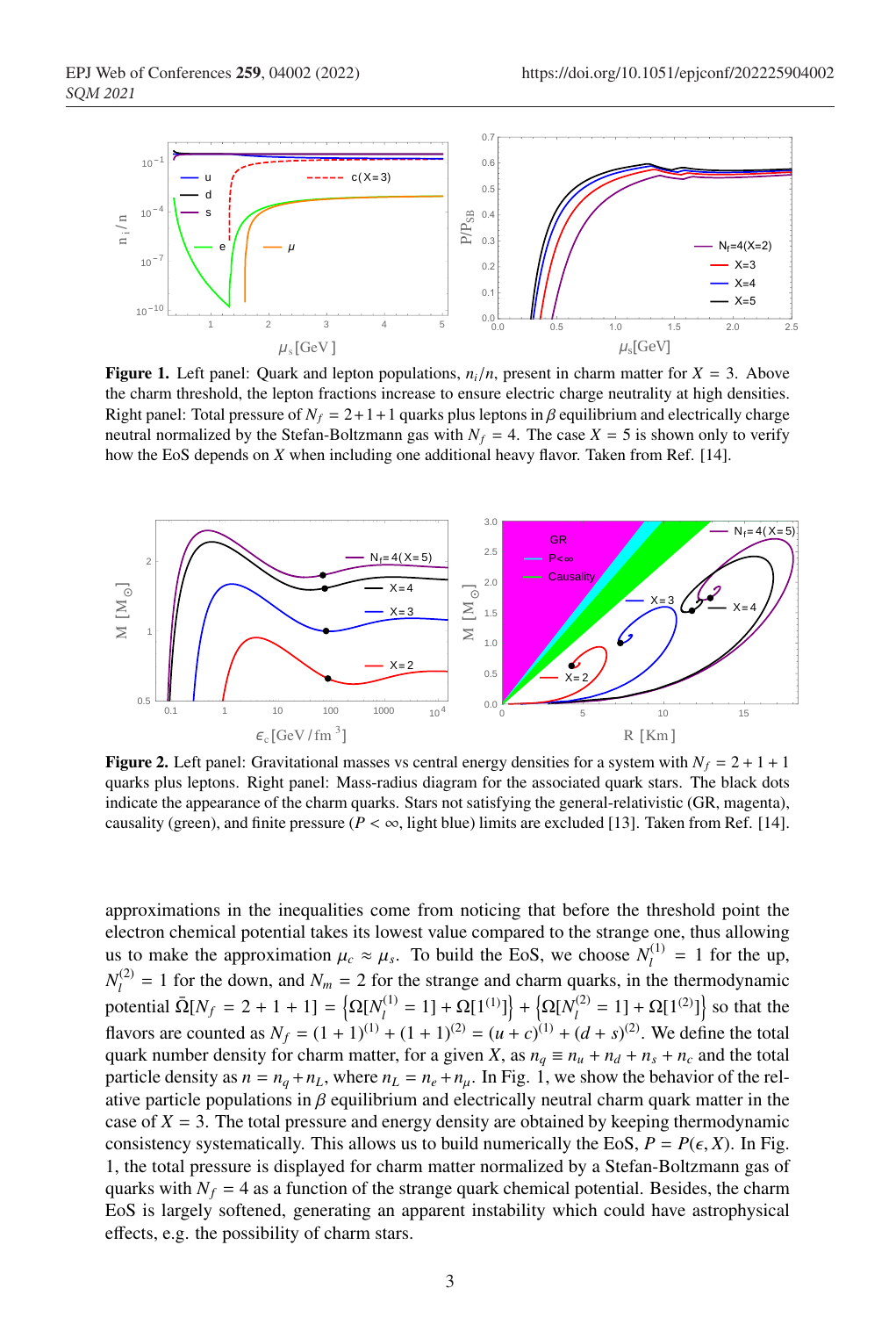**Figure 1.** Left panel: Quark and lepton populations, $n_i/n$, present in charm matter for $X = 3$. Above the charm threshold, the lepton fractions increase to ensure electric charge neutrality at high densities. Right panel: Total pressure of $N_f = 2+1+1$ quarks plus leptons in $\beta$ equilibrium and electrically charge neutral normalized by the Stefan-Boltzmann gas with $N_f = 4$. The case $X = 5$ is shown only to verify how the EoS depends on $X$ when including one additional heavy flavor. Taken from Ref. [14].

**Figure 2.** Left panel: Gravitational masses vs central energy densities for a system with $N_f = 2+1+1$ quarks plus leptons. Right panel: Mass-radius diagram for the associated quark stars. The black dots indicate the appearance of the charm quarks. Stars not satisfying the general-relativistic (GR, magenta), causality (green), and finite pressure ($P < \infty$, light blue) limits are excluded [13]. Taken from Ref. [14].

approximations in the inequalities come from noticing that before the threshold point the electron chemical potential takes its lowest value compared to the strange one, thus allowing us to make the approximation $\mu_c \approx \mu_s$. To build the EoS, we choose $N_l^{(1)} = 1$ for the up, $N_l^{(2)} = 1$ for the down, and $N_m = 2$ for the strange and charm quarks, in the thermodynamic potential $\bar{\Omega}[N_f = 2+1+1] = \left\{\Omega[N_l^{(1)} = 1] + \Omega[1^{(1)}]\right\} + \left\{\Omega[N_l^{(2)} = 1] + \Omega[1^{(2)}]\right\}$ so that the flavors are counted as $N_f = (1+1)^{(1)} + (1+1)^{(2)} = (u+c)^{(1)} + (d+s)^{(2)}$. We define the total quark number density for charm matter, for a given $X$, as $n_q \equiv n_u + n_d + n_s + n_c$ and the total particle density as $n = n_q + n_L$, where $n_L = n_e + n_\mu$. In Fig. 1, we show the behavior of the relative particle populations in $\beta$ equilibrium and electrically neutral charm quark matter in the case of $X = 3$. The total pressure and energy density are obtained by keeping thermodynamic consistency systematically. This allows us to build numerically the EoS, $P = P(\epsilon, X)$. In Fig. 1, the total pressure is displayed for charm matter normalized by a Stefan-Boltzmann gas of quarks with $N_f = 4$ as a function of the strange quark chemical potential. Besides, the charm EoS is largely softened, generating an apparent instability which could have astrophysical effects, e.g. the possibility of charm stars.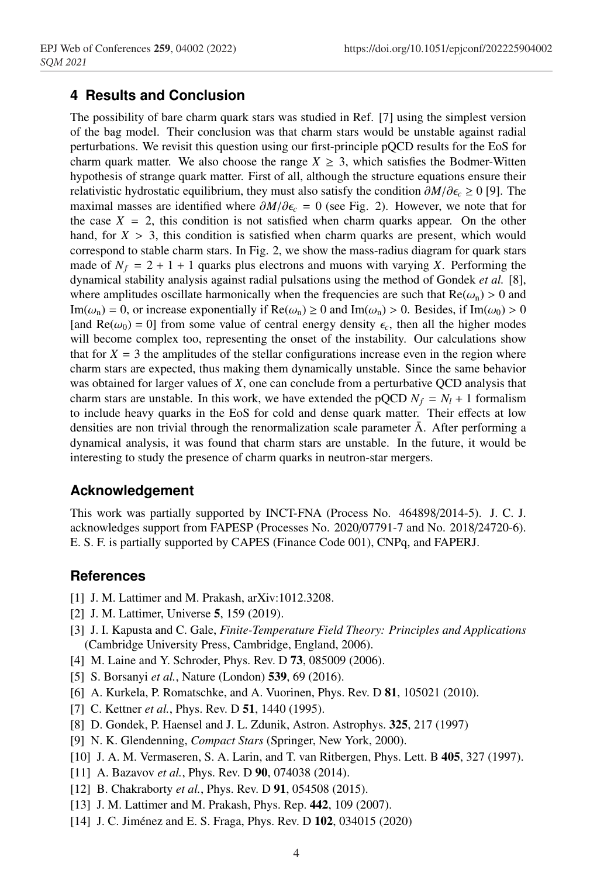## 4 Results and Conclusion

The possibility of bare charm quark stars was studied in Ref. [7] using the simplest version of the bag model. Their conclusion was that charm stars would be unstable against radial perturbations. We revisit this question using our first-principle pQCD results for the EoS for charm quark matter. We also choose the range $X \geq 3$, which satisfies the Bodmer-Witten hypothesis of strange quark matter. First of all, although the structure equations ensure their relativistic hydrostatic equilibrium, they must also satisfy the condition $\partial M/\partial \epsilon_c \geq 0$ [9]. The maximal masses are identified where $\partial M/\partial \epsilon_c = 0$ (see Fig. 2). However, we note that for the case $X = 2$, this condition is not satisfied when charm quarks appear. On the other hand, for $X > 3$, this condition is satisfied when charm quarks are present, which would correspond to stable charm stars. In Fig. 2, we show the mass-radius diagram for quark stars made of $N_f = 2 + 1 + 1$ quarks plus electrons and muons with varying $X$. Performing the dynamical stability analysis against radial pulsations using the method of Gondek *et al.* [8], where amplitudes oscillate harmonically when the frequencies are such that $\mathrm{Re}(\omega_n) > 0$ and $\mathrm{Im}(\omega_n) = 0$, or increase exponentially if $\mathrm{Re}(\omega_n) \geq 0$ and $\mathrm{Im}(\omega_n) > 0$. Besides, if $\mathrm{Im}(\omega_0) > 0$ [and $\mathrm{Re}(\omega_0) = 0$] from some value of central energy density $\epsilon_c$, then all the higher modes will become complex too, representing the onset of the instability. Our calculations show that for $X = 3$ the amplitudes of the stellar configurations increase even in the region where charm stars are expected, thus making them dynamically unstable. Since the same behavior was obtained for larger values of $X$, one can conclude from a perturbative QCD analysis that charm stars are unstable. In this work, we have extended the pQCD $N_f = N_l + 1$ formalism to include heavy quarks in the EoS for cold and dense quark matter. Their effects at low densities are non trivial through the renormalization scale parameter $\bar{\Lambda}$. After performing a dynamical analysis, it was found that charm stars are unstable. In the future, it would be interesting to study the presence of charm quarks in neutron-star mergers.

## Acknowledgement

This work was partially supported by INCT-FNA (Process No. 464898/2014-5). J. C. J. acknowledges support from FAPESP (Processes No. 2020/07791-7 and No. 2018/24720-6). E. S. F. is partially supported by CAPES (Finance Code 001), CNPq, and FAPERJ.

## References

[1] J. M. Lattimer and M. Prakash, arXiv:1012.3208.

[2] J. M. Lattimer, Universe **5**, 159 (2019).

[3] J. I. Kapusta and C. Gale, *Finite-Temperature Field Theory: Principles and Applications* (Cambridge University Press, Cambridge, England, 2006).

[4] M. Laine and Y. Schroder, Phys. Rev. D **73**, 085009 (2006).

[5] S. Borsanyi *et al.*, Nature (London) **539**, 69 (2016).

[6] A. Kurkela, P. Romatschke, and A. Vuorinen, Phys. Rev. D **81**, 105021 (2010).

[7] C. Kettner *et al.*, Phys. Rev. D **51**, 1440 (1995).

[8] D. Gondek, P. Haensel and J. L. Zdunik, Astron. Astrophys. **325**, 217 (1997)

[9] N. K. Glendenning, *Compact Stars* (Springer, New York, 2000).

[10] J. A. M. Vermaseren, S. A. Larin, and T. van Ritbergen, Phys. Lett. B **405**, 327 (1997).

[11] A. Bazavov *et al.*, Phys. Rev. D **90**, 074038 (2014).

[12] B. Chakraborty *et al.*, Phys. Rev. D **91**, 054508 (2015).

[13] J. M. Lattimer and M. Prakash, Phys. Rep. **442**, 109 (2007).

[14] J. C. Jiménez and E. S. Fraga, Phys. Rev. D **102**, 034015 (2020)